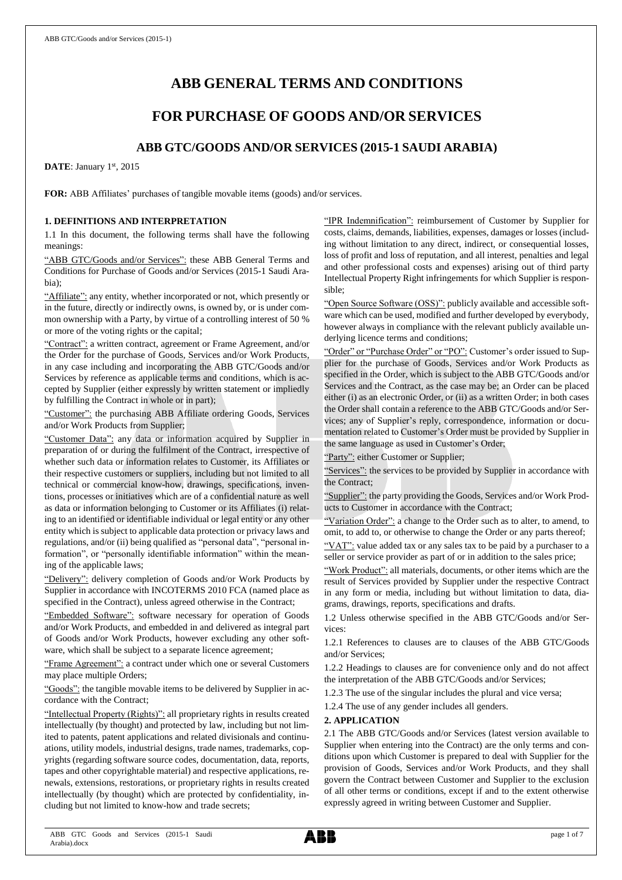# ABB GENERAL TERMS AND CONDITIONS

# FOR PURCHASE OF GOODS AND/OR SERVICES

## ABB GTC/GOODS AND/OR SERVICES (2015-1 SAUDI ARABIA)

**DATE**: January 1st, 2015

**FOR:** ABB Affiliates' purchases of tangible movable items (goods) and/or services.

### 1. DEFINITIONS AND INTERPRETATION

1.1 In this document, the following terms shall have the following meanings:

"ABB GTC/Goods and/or Services": these ABB General Terms and Conditions for Purchase of Goods and/or Services (2015-1 Saudi Arabia);

"Affiliate": any entity, whether incorporated or not, which presently or in the future, directly or indirectly owns, is owned by, or is under common ownership with a Party, by virtue of a controlling interest of 50 % or more of the voting rights or the capital;

"Contract": a written contract, agreement or Frame Agreement, and/or the Order for the purchase of Goods, Services and/or Work Products, in any case including and incorporating the ABB GTC/Goods and/or Services by reference as applicable terms and conditions, which is accepted by Supplier (either expressly by written statement or impliedly by fulfilling the Contract in whole or in part);

"Customer": the purchasing ABB Affiliate ordering Goods, Services and/or Work Products from Supplier;

"Customer Data": any data or information acquired by Supplier in preparation of or during the fulfilment of the Contract, irrespective of whether such data or information relates to Customer, its Affiliates or their respective customers or suppliers, including but not limited to all technical or commercial know-how, drawings, specifications, inventions, processes or initiatives which are of a confidential nature as well as data or information belonging to Customer or its Affiliates (i) relating to an identified or identifiable individual or legal entity or any other entity which is subject to applicable data protection or privacy laws and regulations, and/or (ii) being qualified as "personal data", "personal information", or "personally identifiable information" within the meaning of the applicable laws;

"Delivery": delivery completion of Goods and/or Work Products by Supplier in accordance with INCOTERMS 2010 FCA (named place as specified in the Contract), unless agreed otherwise in the Contract;

"Embedded Software": software necessary for operation of Goods and/or Work Products, and embedded in and delivered as integral part of Goods and/or Work Products, however excluding any other software, which shall be subject to a separate licence agreement;

"Frame Agreement": a contract under which one or several Customers may place multiple Orders;

"Goods": the tangible movable items to be delivered by Supplier in accordance with the Contract;

"Intellectual Property (Rights)": all proprietary rights in results created intellectually (by thought) and protected by law, including but not limited to patents, patent applications and related divisionals and continuations, utility models, industrial designs, trade names, trademarks, copyrights (regarding software source codes, documentation, data, reports, tapes and other copyrightable material) and respective applications, renewals, extensions, restorations, or proprietary rights in results created intellectually (by thought) which are protected by confidentiality, including but not limited to know-how and trade secrets;

"IPR Indemnification": reimbursement of Customer by Supplier for costs, claims, demands, liabilities, expenses, damages or losses (including without limitation to any direct, indirect, or consequential losses, loss of profit and loss of reputation, and all interest, penalties and legal and other professional costs and expenses) arising out of third party Intellectual Property Right infringements for which Supplier is responsible;

"Open Source Software (OSS)": publicly available and accessible software which can be used, modified and further developed by everybody, however always in compliance with the relevant publicly available underlying licence terms and conditions;

"Order" or "Purchase Order" or "PO": Customer's order issued to Supplier for the purchase of Goods, Services and/or Work Products as specified in the Order, which is subject to the ABB GTC/Goods and/or Services and the Contract, as the case may be; an Order can be placed either (i) as an electronic Order, or (ii) as a written Order; in both cases the Order shall contain a reference to the ABB GTC/Goods and/or Services; any of Supplier's reply, correspondence, information or documentation related to Customer's Order must be provided by Supplier in the same language as used in Customer's Order;

"Party": either Customer or Supplier;

"Services": the services to be provided by Supplier in accordance with the Contract;

"Supplier": the party providing the Goods, Services and/or Work Products to Customer in accordance with the Contract;

"Variation Order": a change to the Order such as to alter, to amend, to omit, to add to, or otherwise to change the Order or any parts thereof;

"VAT": value added tax or any sales tax to be paid by a purchaser to a seller or service provider as part of or in addition to the sales price;

"Work Product": all materials, documents, or other items which are the result of Services provided by Supplier under the respective Contract in any form or media, including but without limitation to data, diagrams, drawings, reports, specifications and drafts.

1.2 Unless otherwise specified in the ABB GTC/Goods and/or Services:

1.2.1 References to clauses are to clauses of the ABB GTC/Goods and/or Services;

1.2.2 Headings to clauses are for convenience only and do not affect the interpretation of the ABB GTC/Goods and/or Services;

1.2.3 The use of the singular includes the plural and vice versa;

1.2.4 The use of any gender includes all genders.

### 2. APPLICATION

2.1 The ABB GTC/Goods and/or Services (latest version available to Supplier when entering into the Contract) are the only terms and conditions upon which Customer is prepared to deal with Supplier for the provision of Goods, Services and/or Work Products, and they shall govern the Contract between Customer and Supplier to the exclusion of all other terms or conditions, except if and to the extent otherwise expressly agreed in writing between Customer and Supplier.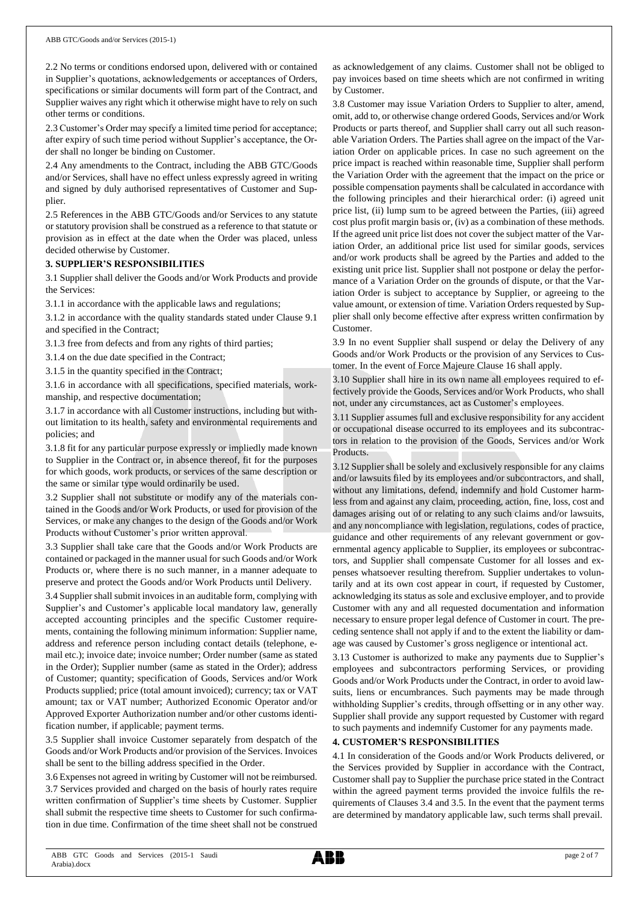2.2 No terms or conditions endorsed upon, delivered with or contained in Supplier's quotations, acknowledgements or acceptances of Orders, specifications or similar documents will form part of the Contract, and Supplier waives any right which it otherwise might have to rely on such other terms or conditions.

2.3 Customer's Order may specify a limited time period for acceptance; after expiry of such time period without Supplier's acceptance, the Order shall no longer be binding on Customer.

2.4 Any amendments to the Contract, including the ABB GTC/Goods and/or Services, shall have no effect unless expressly agreed in writing and signed by duly authorised representatives of Customer and Supplier.

2.5 References in the ABB GTC/Goods and/or Services to any statute or statutory provision shall be construed as a reference to that statute or provision as in effect at the date when the Order was placed, unless decided otherwise by Customer.

### 3. SUPPLIER'S RESPONSIBILITIES

3.1 Supplier shall deliver the Goods and/or Work Products and provide the Services:

3.1.1 in accordance with the applicable laws and regulations;

3.1.2 in accordance with the quality standards stated under Clause 9.1 and specified in the Contract;

3.1.3 free from defects and from any rights of third parties;

3.1.4 on the due date specified in the Contract;

3.1.5 in the quantity specified in the Contract;

3.1.6 in accordance with all specifications, specified materials, workmanship, and respective documentation;

3.1.7 in accordance with all Customer instructions, including but without limitation to its health, safety and environmental requirements and policies; and

3.1.8 fit for any particular purpose expressly or impliedly made known to Supplier in the Contract or, in absence thereof, fit for the purposes for which goods, work products, or services of the same description or the same or similar type would ordinarily be used.

3.2 Supplier shall not substitute or modify any of the materials contained in the Goods and/or Work Products, or used for provision of the Services, or make any changes to the design of the Goods and/or Work Products without Customer's prior written approval.

3.3 Supplier shall take care that the Goods and/or Work Products are contained or packaged in the manner usual for such Goods and/or Work Products or, where there is no such manner, in a manner adequate to preserve and protect the Goods and/or Work Products until Delivery.

3.4 Supplier shall submit invoices in an auditable form, complying with Supplier's and Customer's applicable local mandatory law, generally accepted accounting principles and the specific Customer requirements, containing the following minimum information: Supplier name, address and reference person including contact details (telephone, e-mail etc.); invoice date; invoice number; Order number (same as stated in the Order); Supplier number (same as stated in the Order); address of Customer; quantity; specification of Goods, Services and/or Work Products supplied; price (total amount invoiced); currency; tax or VAT amount; tax or VAT number; Authorized Economic Operator and/or Approved Exporter Authorization number and/or other customs identification number, if applicable; payment terms.

3.5 Supplier shall invoice Customer separately from despatch of the Goods and/or Work Products and/or provision of the Services. Invoices shall be sent to the billing address specified in the Order.

3.6 Expenses not agreed in writing by Customer will not be reimbursed.

3.7 Services provided and charged on the basis of hourly rates require written confirmation of Supplier's time sheets by Customer. Supplier shall submit the respective time sheets to Customer for such confirmation in due time. Confirmation of the time sheet shall not be construed as acknowledgement of any claims. Customer shall not be obliged to pay invoices based on time sheets which are not confirmed in writing by Customer.

3.8 Customer may issue Variation Orders to Supplier to alter, amend, omit, add to, or otherwise change ordered Goods, Services and/or Work Products or parts thereof, and Supplier shall carry out all such reasonable Variation Orders. The Parties shall agree on the impact of the Variation Order on applicable prices. In case no such agreement on the price impact is reached within reasonable time, Supplier shall perform the Variation Order with the agreement that the impact on the price or possible compensation payments shall be calculated in accordance with the following principles and their hierarchical order: (i) agreed unit price list, (ii) lump sum to be agreed between the Parties, (iii) agreed cost plus profit margin basis or, (iv) as a combination of these methods. If the agreed unit price list does not cover the subject matter of the Variation Order, an additional price list used for similar goods, services and/or work products shall be agreed by the Parties and added to the existing unit price list. Supplier shall not postpone or delay the performance of a Variation Order on the grounds of dispute, or that the Variation Order is subject to acceptance by Supplier, or agreeing to the value amount, or extension of time. Variation Orders requested by Supplier shall only become effective after express written confirmation by Customer.

3.9 In no event Supplier shall suspend or delay the Delivery of any Goods and/or Work Products or the provision of any Services to Customer. In the event of Force Majeure Clause 16 shall apply.

3.10 Supplier shall hire in its own name all employees required to effectively provide the Goods, Services and/or Work Products, who shall not, under any circumstances, act as Customer's employees.

3.11 Supplier assumes full and exclusive responsibility for any accident or occupational disease occurred to its employees and its subcontractors in relation to the provision of the Goods, Services and/or Work Products.

3.12 Supplier shall be solely and exclusively responsible for any claims and/or lawsuits filed by its employees and/or subcontractors, and shall, without any limitations, defend, indemnify and hold Customer harmless from and against any claim, proceeding, action, fine, loss, cost and damages arising out of or relating to any such claims and/or lawsuits, and any noncompliance with legislation, regulations, codes of practice, guidance and other requirements of any relevant government or governmental agency applicable to Supplier, its employees or subcontractors, and Supplier shall compensate Customer for all losses and expenses whatsoever resulting therefrom. Supplier undertakes to voluntarily and at its own cost appear in court, if requested by Customer, acknowledging its status as sole and exclusive employer, and to provide Customer with any and all requested documentation and information necessary to ensure proper legal defence of Customer in court. The preceding sentence shall not apply if and to the extent the liability or damage was caused by Customer's gross negligence or intentional act.

3.13 Customer is authorized to make any payments due to Supplier's employees and subcontractors performing Services, or providing Goods and/or Work Products under the Contract, in order to avoid lawsuits, liens or encumbrances. Such payments may be made through withholding Supplier's credits, through offsetting or in any other way. Supplier shall provide any support requested by Customer with regard to such payments and indemnify Customer for any payments made.

### 4. CUSTOMER'S RESPONSIBILITIES

4.1 In consideration of the Goods and/or Work Products delivered, or the Services provided by Supplier in accordance with the Contract, Customer shall pay to Supplier the purchase price stated in the Contract within the agreed payment terms provided the invoice fulfils the requirements of Clauses 3.4 and 3.5. In the event that the payment terms are determined by mandatory applicable law, such terms shall prevail.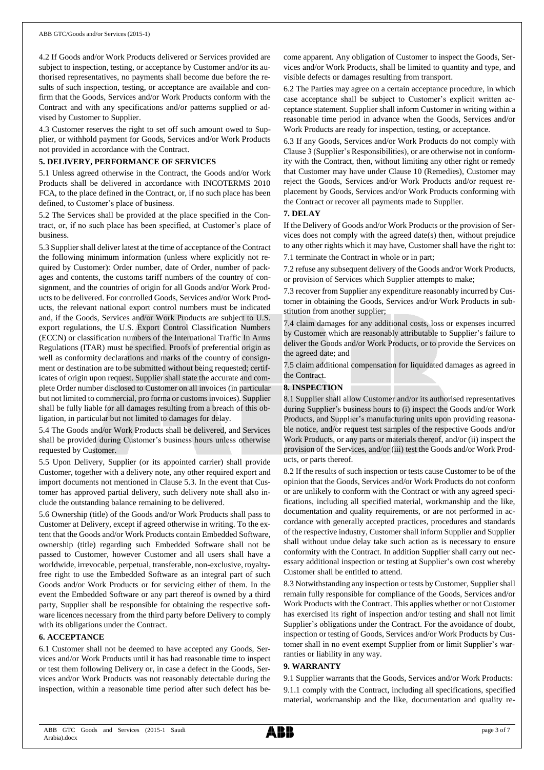4.2 If Goods and/or Work Products delivered or Services provided are subject to inspection, testing, or acceptance by Customer and/or its authorised representatives, no payments shall become due before the results of such inspection, testing, or acceptance are available and confirm that the Goods, Services and/or Work Products conform with the Contract and with any specifications and/or patterns supplied or advised by Customer to Supplier.

4.3 Customer reserves the right to set off such amount owed to Supplier, or withhold payment for Goods, Services and/or Work Products not provided in accordance with the Contract.

**5. DELIVERY, PERFORMANCE OF SERVICES**

5.1 Unless agreed otherwise in the Contract, the Goods and/or Work Products shall be delivered in accordance with INCOTERMS 2010 FCA, to the place defined in the Contract, or, if no such place has been defined, to Customer's place of business.

5.2 The Services shall be provided at the place specified in the Contract, or, if no such place has been specified, at Customer's place of business.

5.3 Supplier shall deliver latest at the time of acceptance of the Contract the following minimum information (unless where explicitly not required by Customer): Order number, date of Order, number of packages and contents, the customs tariff numbers of the country of consignment, and the countries of origin for all Goods and/or Work Products to be delivered. For controlled Goods, Services and/or Work Products, the relevant national export control numbers must be indicated and, if the Goods, Services and/or Work Products are subject to U.S. export regulations, the U.S. Export Control Classification Numbers (ECCN) or classification numbers of the International Traffic In Arms Regulations (ITAR) must be specified. Proofs of preferential origin as well as conformity declarations and marks of the country of consignment or destination are to be submitted without being requested; certificates of origin upon request. Supplier shall state the accurate and complete Order number disclosed to Customer on all invoices (in particular but not limited to commercial, pro forma or customs invoices). Supplier shall be fully liable for all damages resulting from a breach of this obligation, in particular but not limited to damages for delay.

5.4 The Goods and/or Work Products shall be delivered, and Services shall be provided during Customer's business hours unless otherwise requested by Customer.

5.5 Upon Delivery, Supplier (or its appointed carrier) shall provide Customer, together with a delivery note, any other required export and import documents not mentioned in Clause 5.3. In the event that Customer has approved partial delivery, such delivery note shall also include the outstanding balance remaining to be delivered.

5.6 Ownership (title) of the Goods and/or Work Products shall pass to Customer at Delivery, except if agreed otherwise in writing. To the extent that the Goods and/or Work Products contain Embedded Software, ownership (title) regarding such Embedded Software shall not be passed to Customer, however Customer and all users shall have a worldwide, irrevocable, perpetual, transferable, non-exclusive, royalty-free right to use the Embedded Software as an integral part of such Goods and/or Work Products or for servicing either of them. In the event the Embedded Software or any part thereof is owned by a third party, Supplier shall be responsible for obtaining the respective software licences necessary from the third party before Delivery to comply with its obligations under the Contract.

**6. ACCEPTANCE**

6.1 Customer shall not be deemed to have accepted any Goods, Services and/or Work Products until it has had reasonable time to inspect or test them following Delivery or, in case a defect in the Goods, Services and/or Work Products was not reasonably detectable during the inspection, within a reasonable time period after such defect has become apparent. Any obligation of Customer to inspect the Goods, Services and/or Work Products, shall be limited to quantity and type, and visible defects or damages resulting from transport.

6.2 The Parties may agree on a certain acceptance procedure, in which case acceptance shall be subject to Customer's explicit written acceptance statement. Supplier shall inform Customer in writing within a reasonable time period in advance when the Goods, Services and/or Work Products are ready for inspection, testing, or acceptance.

6.3 If any Goods, Services and/or Work Products do not comply with Clause 3 (Supplier's Responsibilities), or are otherwise not in conformity with the Contract, then, without limiting any other right or remedy that Customer may have under Clause 10 (Remedies), Customer may reject the Goods, Services and/or Work Products and/or request replacement by Goods, Services and/or Work Products conforming with the Contract or recover all payments made to Supplier.

**7. DELAY**

If the Delivery of Goods and/or Work Products or the provision of Services does not comply with the agreed date(s) then, without prejudice to any other rights which it may have, Customer shall have the right to:

7.1 terminate the Contract in whole or in part;

7.2 refuse any subsequent delivery of the Goods and/or Work Products, or provision of Services which Supplier attempts to make;

7.3 recover from Supplier any expenditure reasonably incurred by Customer in obtaining the Goods, Services and/or Work Products in substitution from another supplier;

7.4 claim damages for any additional costs, loss or expenses incurred by Customer which are reasonably attributable to Supplier's failure to deliver the Goods and/or Work Products, or to provide the Services on the agreed date; and

7.5 claim additional compensation for liquidated damages as agreed in the Contract.

**8. INSPECTION**

8.1 Supplier shall allow Customer and/or its authorised representatives during Supplier's business hours to (i) inspect the Goods and/or Work Products, and Supplier's manufacturing units upon providing reasonable notice, and/or request test samples of the respective Goods and/or Work Products, or any parts or materials thereof, and/or (ii) inspect the provision of the Services, and/or (iii) test the Goods and/or Work Products, or parts thereof.

8.2 If the results of such inspection or tests cause Customer to be of the opinion that the Goods, Services and/or Work Products do not conform or are unlikely to conform with the Contract or with any agreed specifications, including all specified material, workmanship and the like, documentation and quality requirements, or are not performed in accordance with generally accepted practices, procedures and standards of the respective industry, Customer shall inform Supplier and Supplier shall without undue delay take such action as is necessary to ensure conformity with the Contract. In addition Supplier shall carry out necessary additional inspection or testing at Supplier's own cost whereby Customer shall be entitled to attend.

8.3 Notwithstanding any inspection or tests by Customer, Supplier shall remain fully responsible for compliance of the Goods, Services and/or Work Products with the Contract. This applies whether or not Customer has exercised its right of inspection and/or testing and shall not limit Supplier's obligations under the Contract. For the avoidance of doubt, inspection or testing of Goods, Services and/or Work Products by Customer shall in no event exempt Supplier from or limit Supplier's warranties or liability in any way.

**9. WARRANTY**

9.1 Supplier warrants that the Goods, Services and/or Work Products:

9.1.1 comply with the Contract, including all specifications, specified material, workmanship and the like, documentation and quality re-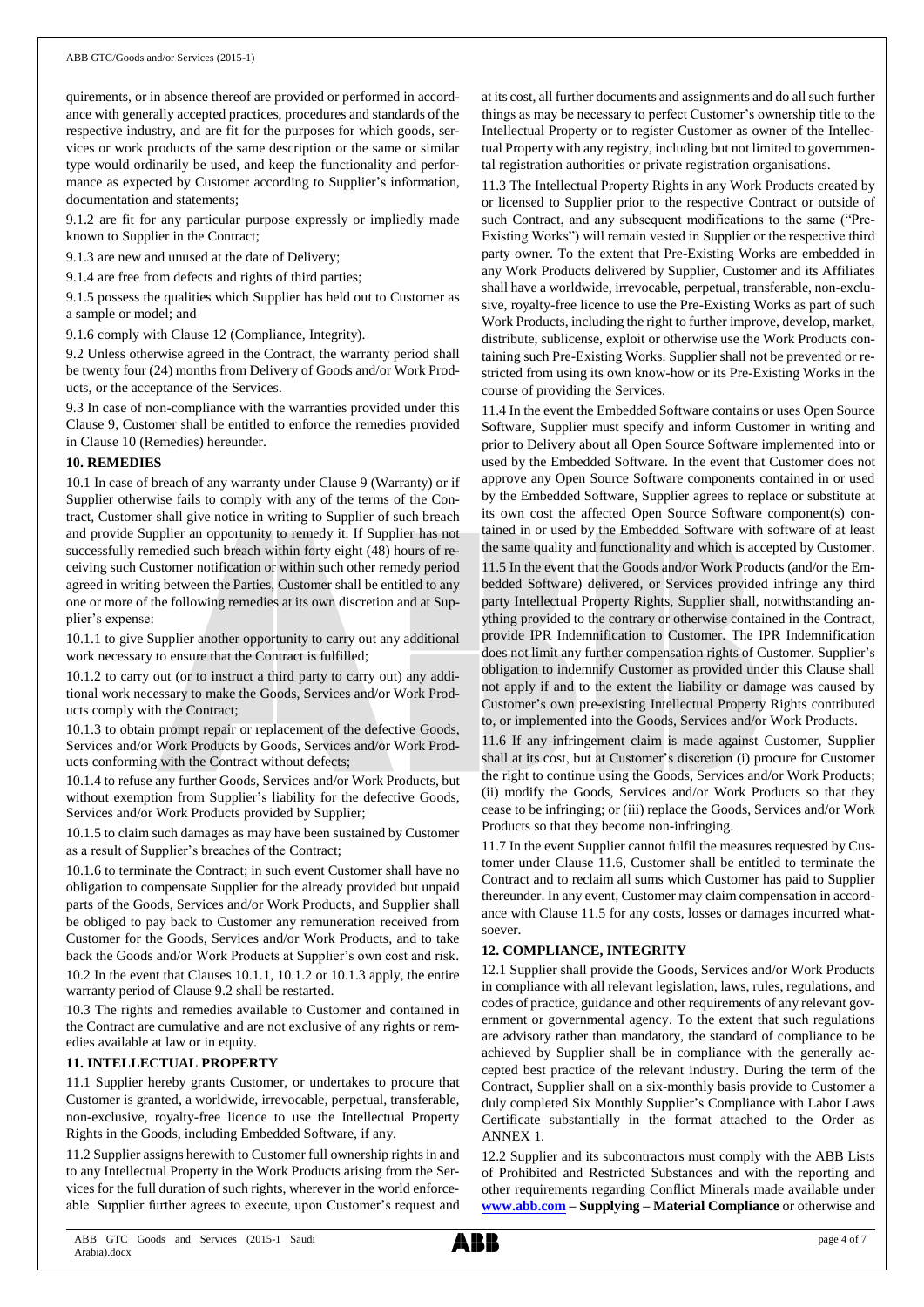quirements, or in absence thereof are provided or performed in accordance with generally accepted practices, procedures and standards of the respective industry, and are fit for the purposes for which goods, services or work products of the same description or the same or similar type would ordinarily be used, and keep the functionality and performance as expected by Customer according to Supplier's information, documentation and statements;

9.1.2 are fit for any particular purpose expressly or impliedly made known to Supplier in the Contract;

9.1.3 are new and unused at the date of Delivery;

9.1.4 are free from defects and rights of third parties;

9.1.5 possess the qualities which Supplier has held out to Customer as a sample or model; and

9.1.6 comply with Clause 12 (Compliance, Integrity).

9.2 Unless otherwise agreed in the Contract, the warranty period shall be twenty four (24) months from Delivery of Goods and/or Work Products, or the acceptance of the Services.

9.3 In case of non-compliance with the warranties provided under this Clause 9, Customer shall be entitled to enforce the remedies provided in Clause 10 (Remedies) hereunder.

**10. REMEDIES**

10.1 In case of breach of any warranty under Clause 9 (Warranty) or if Supplier otherwise fails to comply with any of the terms of the Contract, Customer shall give notice in writing to Supplier of such breach and provide Supplier an opportunity to remedy it. If Supplier has not successfully remedied such breach within forty eight (48) hours of receiving such Customer notification or within such other remedy period agreed in writing between the Parties, Customer shall be entitled to any one or more of the following remedies at its own discretion and at Supplier's expense:

10.1.1 to give Supplier another opportunity to carry out any additional work necessary to ensure that the Contract is fulfilled;

10.1.2 to carry out (or to instruct a third party to carry out) any additional work necessary to make the Goods, Services and/or Work Products comply with the Contract;

10.1.3 to obtain prompt repair or replacement of the defective Goods, Services and/or Work Products by Goods, Services and/or Work Products conforming with the Contract without defects;

10.1.4 to refuse any further Goods, Services and/or Work Products, but without exemption from Supplier's liability for the defective Goods, Services and/or Work Products provided by Supplier;

10.1.5 to claim such damages as may have been sustained by Customer as a result of Supplier's breaches of the Contract;

10.1.6 to terminate the Contract; in such event Customer shall have no obligation to compensate Supplier for the already provided but unpaid parts of the Goods, Services and/or Work Products, and Supplier shall be obliged to pay back to Customer any remuneration received from Customer for the Goods, Services and/or Work Products, and to take back the Goods and/or Work Products at Supplier's own cost and risk.

10.2 In the event that Clauses 10.1.1, 10.1.2 or 10.1.3 apply, the entire warranty period of Clause 9.2 shall be restarted.

10.3 The rights and remedies available to Customer and contained in the Contract are cumulative and are not exclusive of any rights or remedies available at law or in equity.

**11. INTELLECTUAL PROPERTY**

11.1 Supplier hereby grants Customer, or undertakes to procure that Customer is granted, a worldwide, irrevocable, perpetual, transferable, non-exclusive, royalty-free licence to use the Intellectual Property Rights in the Goods, including Embedded Software, if any.

11.2 Supplier assigns herewith to Customer full ownership rights in and to any Intellectual Property in the Work Products arising from the Services for the full duration of such rights, wherever in the world enforceable. Supplier further agrees to execute, upon Customer's request and at its cost, all further documents and assignments and do all such further things as may be necessary to perfect Customer's ownership title to the Intellectual Property or to register Customer as owner of the Intellectual Property with any registry, including but not limited to governmental registration authorities or private registration organisations.

11.3 The Intellectual Property Rights in any Work Products created by or licensed to Supplier prior to the respective Contract or outside of such Contract, and any subsequent modifications to the same ("Pre-Existing Works") will remain vested in Supplier or the respective third party owner. To the extent that Pre-Existing Works are embedded in any Work Products delivered by Supplier, Customer and its Affiliates shall have a worldwide, irrevocable, perpetual, transferable, non-exclusive, royalty-free licence to use the Pre-Existing Works as part of such Work Products, including the right to further improve, develop, market, distribute, sublicense, exploit or otherwise use the Work Products containing such Pre-Existing Works. Supplier shall not be prevented or restricted from using its own know-how or its Pre-Existing Works in the course of providing the Services.

11.4 In the event the Embedded Software contains or uses Open Source Software, Supplier must specify and inform Customer in writing and prior to Delivery about all Open Source Software implemented into or used by the Embedded Software. In the event that Customer does not approve any Open Source Software components contained in or used by the Embedded Software, Supplier agrees to replace or substitute at its own cost the affected Open Source Software component(s) contained in or used by the Embedded Software with software of at least the same quality and functionality and which is accepted by Customer.

11.5 In the event that the Goods and/or Work Products (and/or the Embedded Software) delivered, or Services provided infringe any third party Intellectual Property Rights, Supplier shall, notwithstanding anything provided to the contrary or otherwise contained in the Contract, provide IPR Indemnification to Customer. The IPR Indemnification does not limit any further compensation rights of Customer. Supplier's obligation to indemnify Customer as provided under this Clause shall not apply if and to the extent the liability or damage was caused by Customer's own pre-existing Intellectual Property Rights contributed to, or implemented into the Goods, Services and/or Work Products.

11.6 If any infringement claim is made against Customer, Supplier shall at its cost, but at Customer's discretion (i) procure for Customer the right to continue using the Goods, Services and/or Work Products; (ii) modify the Goods, Services and/or Work Products so that they cease to be infringing; or (iii) replace the Goods, Services and/or Work Products so that they become non-infringing.

11.7 In the event Supplier cannot fulfil the measures requested by Customer under Clause 11.6, Customer shall be entitled to terminate the Contract and to reclaim all sums which Customer has paid to Supplier thereunder. In any event, Customer may claim compensation in accordance with Clause 11.5 for any costs, losses or damages incurred whatsoever.

**12. COMPLIANCE, INTEGRITY**

12.1 Supplier shall provide the Goods, Services and/or Work Products in compliance with all relevant legislation, laws, rules, regulations, and codes of practice, guidance and other requirements of any relevant government or governmental agency. To the extent that such regulations are advisory rather than mandatory, the standard of compliance to be achieved by Supplier shall be in compliance with the generally accepted best practice of the relevant industry. During the term of the Contract, Supplier shall on a six-monthly basis provide to Customer a duly completed Six Monthly Supplier's Compliance with Labor Laws Certificate substantially in the format attached to the Order as ANNEX 1.

12.2 Supplier and its subcontractors must comply with the ABB Lists of Prohibited and Restricted Substances and with the reporting and other requirements regarding Conflict Minerals made available under **www.abb.com – Supplying – Material Compliance** or otherwise and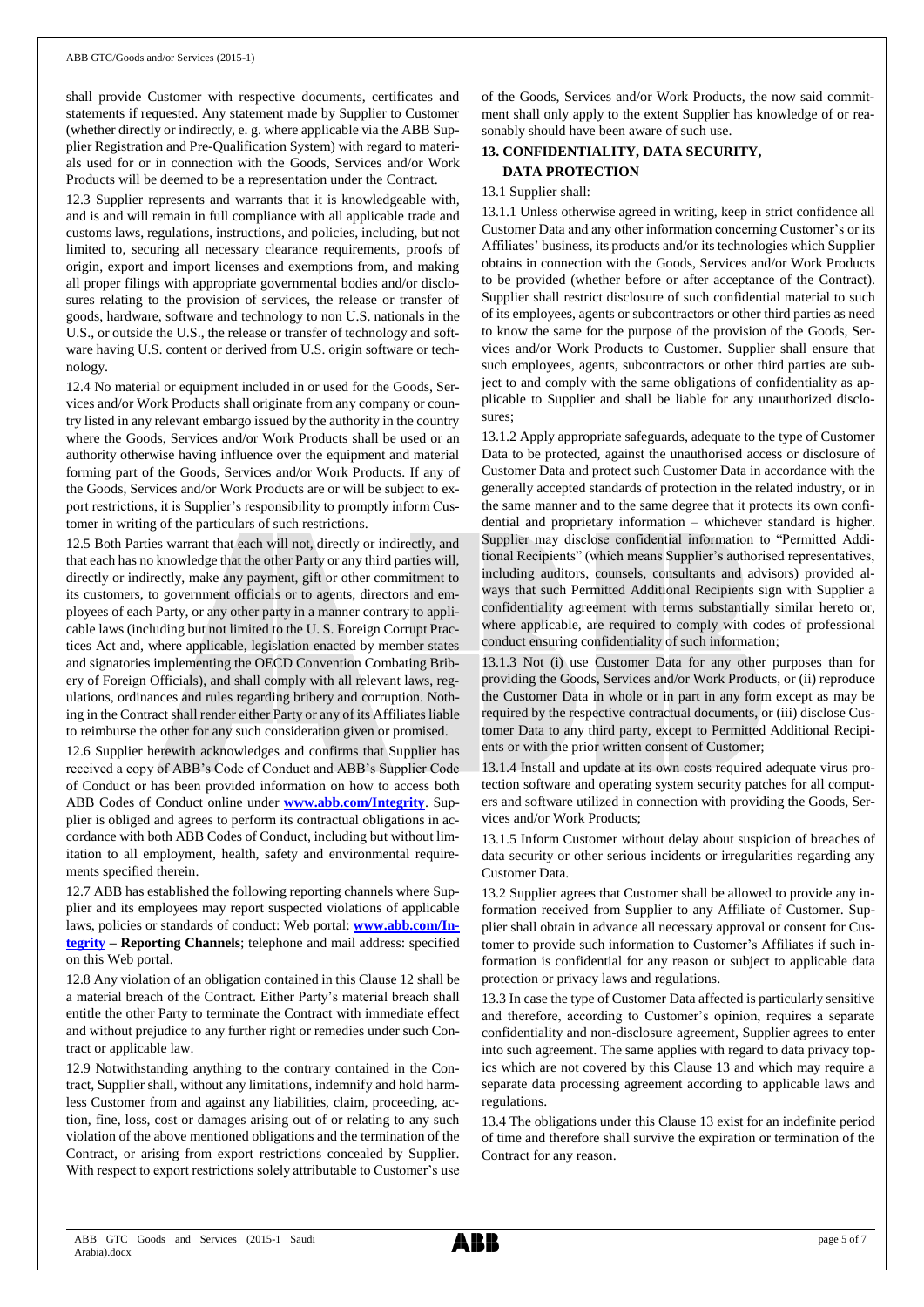shall provide Customer with respective documents, certificates and statements if requested. Any statement made by Supplier to Customer (whether directly or indirectly, e. g. where applicable via the ABB Supplier Registration and Pre-Qualification System) with regard to materials used for or in connection with the Goods, Services and/or Work Products will be deemed to be a representation under the Contract.

12.3 Supplier represents and warrants that it is knowledgeable with, and is and will remain in full compliance with all applicable trade and customs laws, regulations, instructions, and policies, including, but not limited to, securing all necessary clearance requirements, proofs of origin, export and import licenses and exemptions from, and making all proper filings with appropriate governmental bodies and/or disclosures relating to the provision of services, the release or transfer of goods, hardware, software and technology to non U.S. nationals in the U.S., or outside the U.S., the release or transfer of technology and software having U.S. content or derived from U.S. origin software or technology.

12.4 No material or equipment included in or used for the Goods, Services and/or Work Products shall originate from any company or country listed in any relevant embargo issued by the authority in the country where the Goods, Services and/or Work Products shall be used or an authority otherwise having influence over the equipment and material forming part of the Goods, Services and/or Work Products. If any of the Goods, Services and/or Work Products are or will be subject to export restrictions, it is Supplier's responsibility to promptly inform Customer in writing of the particulars of such restrictions.

12.5 Both Parties warrant that each will not, directly or indirectly, and that each has no knowledge that the other Party or any third parties will, directly or indirectly, make any payment, gift or other commitment to its customers, to government officials or to agents, directors and employees of each Party, or any other party in a manner contrary to applicable laws (including but not limited to the U. S. Foreign Corrupt Practices Act and, where applicable, legislation enacted by member states and signatories implementing the OECD Convention Combating Bribery of Foreign Officials), and shall comply with all relevant laws, regulations, ordinances and rules regarding bribery and corruption. Nothing in the Contract shall render either Party or any of its Affiliates liable to reimburse the other for any such consideration given or promised.

12.6 Supplier herewith acknowledges and confirms that Supplier has received a copy of ABB's Code of Conduct and ABB's Supplier Code of Conduct or has been provided information on how to access both ABB Codes of Conduct online under **www.abb.com/Integrity**. Supplier is obliged and agrees to perform its contractual obligations in accordance with both ABB Codes of Conduct, including but without limitation to all employment, health, safety and environmental requirements specified therein.

12.7 ABB has established the following reporting channels where Supplier and its employees may report suspected violations of applicable laws, policies or standards of conduct: Web portal: **www.abb.com/Integrity** – **Reporting Channels**; telephone and mail address: specified on this Web portal.

12.8 Any violation of an obligation contained in this Clause 12 shall be a material breach of the Contract. Either Party's material breach shall entitle the other Party to terminate the Contract with immediate effect and without prejudice to any further right or remedies under such Contract or applicable law.

12.9 Notwithstanding anything to the contrary contained in the Contract, Supplier shall, without any limitations, indemnify and hold harmless Customer from and against any liabilities, claim, proceeding, action, fine, loss, cost or damages arising out of or relating to any such violation of the above mentioned obligations and the termination of the Contract, or arising from export restrictions concealed by Supplier. With respect to export restrictions solely attributable to Customer's use of the Goods, Services and/or Work Products, the now said commitment shall only apply to the extent Supplier has knowledge of or reasonably should have been aware of such use.

## 13. CONFIDENTIALITY, DATA SECURITY, DATA PROTECTION

13.1 Supplier shall:

13.1.1 Unless otherwise agreed in writing, keep in strict confidence all Customer Data and any other information concerning Customer's or its Affiliates' business, its products and/or its technologies which Supplier obtains in connection with the Goods, Services and/or Work Products to be provided (whether before or after acceptance of the Contract). Supplier shall restrict disclosure of such confidential material to such of its employees, agents or subcontractors or other third parties as need to know the same for the purpose of the provision of the Goods, Services and/or Work Products to Customer. Supplier shall ensure that such employees, agents, subcontractors or other third parties are subject to and comply with the same obligations of confidentiality as applicable to Supplier and shall be liable for any unauthorized disclosures;

13.1.2 Apply appropriate safeguards, adequate to the type of Customer Data to be protected, against the unauthorised access or disclosure of Customer Data and protect such Customer Data in accordance with the generally accepted standards of protection in the related industry, or in the same manner and to the same degree that it protects its own confidential and proprietary information – whichever standard is higher. Supplier may disclose confidential information to "Permitted Additional Recipients" (which means Supplier's authorised representatives, including auditors, counsels, consultants and advisors) provided always that such Permitted Additional Recipients sign with Supplier a confidentiality agreement with terms substantially similar hereto or, where applicable, are required to comply with codes of professional conduct ensuring confidentiality of such information;

13.1.3 Not (i) use Customer Data for any other purposes than for providing the Goods, Services and/or Work Products, or (ii) reproduce the Customer Data in whole or in part in any form except as may be required by the respective contractual documents, or (iii) disclose Customer Data to any third party, except to Permitted Additional Recipients or with the prior written consent of Customer;

13.1.4 Install and update at its own costs required adequate virus protection software and operating system security patches for all computers and software utilized in connection with providing the Goods, Services and/or Work Products;

13.1.5 Inform Customer without delay about suspicion of breaches of data security or other serious incidents or irregularities regarding any Customer Data.

13.2 Supplier agrees that Customer shall be allowed to provide any information received from Supplier to any Affiliate of Customer. Supplier shall obtain in advance all necessary approval or consent for Customer to provide such information to Customer's Affiliates if such information is confidential for any reason or subject to applicable data protection or privacy laws and regulations.

13.3 In case the type of Customer Data affected is particularly sensitive and therefore, according to Customer's opinion, requires a separate confidentiality and non-disclosure agreement, Supplier agrees to enter into such agreement. The same applies with regard to data privacy topics which are not covered by this Clause 13 and which may require a separate data processing agreement according to applicable laws and regulations.

13.4 The obligations under this Clause 13 exist for an indefinite period of time and therefore shall survive the expiration or termination of the Contract for any reason.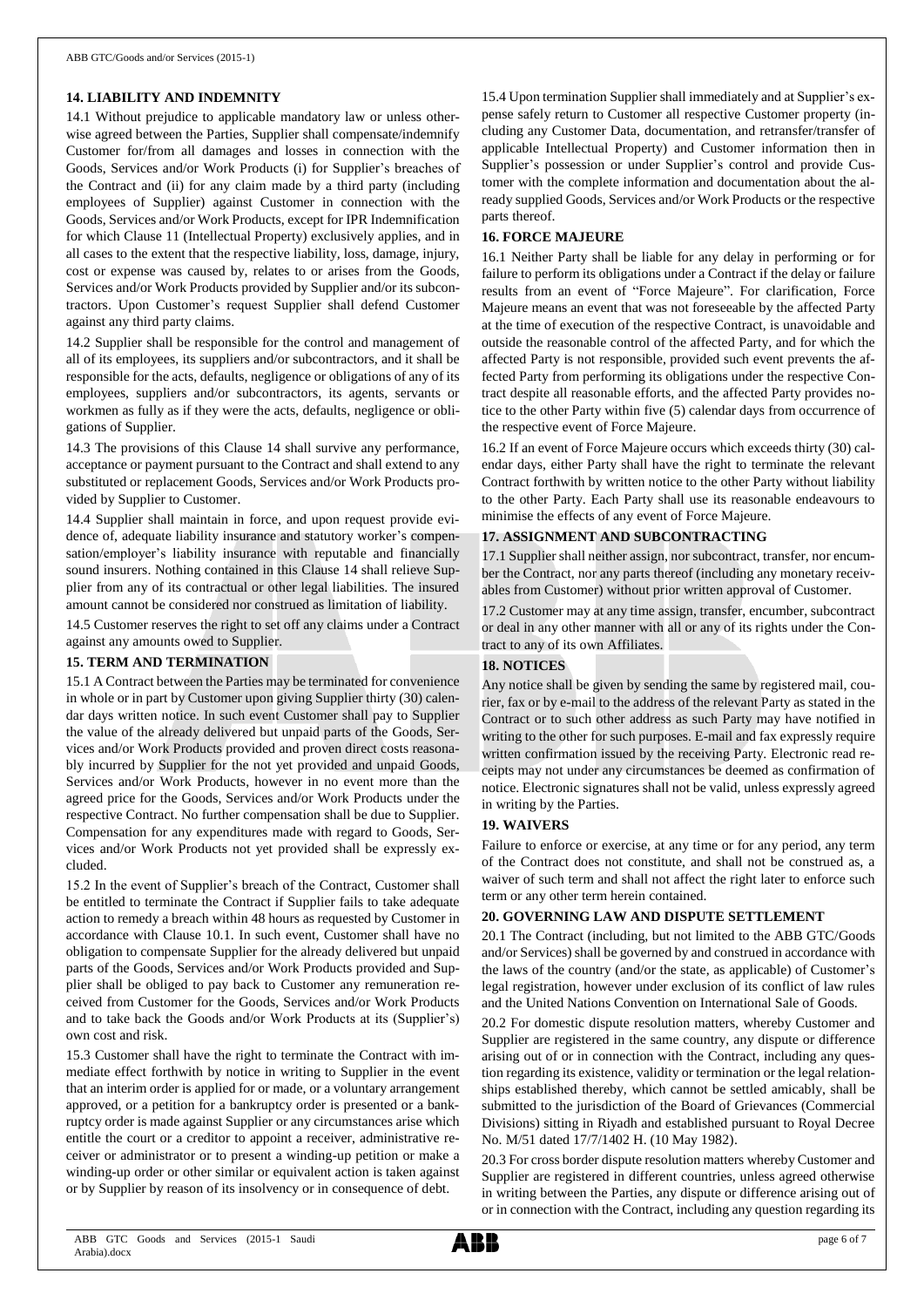## 14. LIABILITY AND INDEMNITY

14.1 Without prejudice to applicable mandatory law or unless otherwise agreed between the Parties, Supplier shall compensate/indemnify Customer for/from all damages and losses in connection with the Goods, Services and/or Work Products (i) for Supplier's breaches of the Contract and (ii) for any claim made by a third party (including employees of Supplier) against Customer in connection with the Goods, Services and/or Work Products, except for IPR Indemnification for which Clause 11 (Intellectual Property) exclusively applies, and in all cases to the extent that the respective liability, loss, damage, injury, cost or expense was caused by, relates to or arises from the Goods, Services and/or Work Products provided by Supplier and/or its subcontractors. Upon Customer's request Supplier shall defend Customer against any third party claims.

14.2 Supplier shall be responsible for the control and management of all of its employees, its suppliers and/or subcontractors, and it shall be responsible for the acts, defaults, negligence or obligations of any of its employees, suppliers and/or subcontractors, its agents, servants or workmen as fully as if they were the acts, defaults, negligence or obligations of Supplier.

14.3 The provisions of this Clause 14 shall survive any performance, acceptance or payment pursuant to the Contract and shall extend to any substituted or replacement Goods, Services and/or Work Products provided by Supplier to Customer.

14.4 Supplier shall maintain in force, and upon request provide evidence of, adequate liability insurance and statutory worker's compensation/employer's liability insurance with reputable and financially sound insurers. Nothing contained in this Clause 14 shall relieve Supplier from any of its contractual or other legal liabilities. The insured amount cannot be considered nor construed as limitation of liability.

14.5 Customer reserves the right to set off any claims under a Contract against any amounts owed to Supplier.

## 15. TERM AND TERMINATION

15.1 A Contract between the Parties may be terminated for convenience in whole or in part by Customer upon giving Supplier thirty (30) calendar days written notice. In such event Customer shall pay to Supplier the value of the already delivered but unpaid parts of the Goods, Services and/or Work Products provided and proven direct costs reasonably incurred by Supplier for the not yet provided and unpaid Goods, Services and/or Work Products, however in no event more than the agreed price for the Goods, Services and/or Work Products under the respective Contract. No further compensation shall be due to Supplier. Compensation for any expenditures made with regard to Goods, Services and/or Work Products not yet provided shall be expressly excluded.

15.2 In the event of Supplier's breach of the Contract, Customer shall be entitled to terminate the Contract if Supplier fails to take adequate action to remedy a breach within 48 hours as requested by Customer in accordance with Clause 10.1. In such event, Customer shall have no obligation to compensate Supplier for the already delivered but unpaid parts of the Goods, Services and/or Work Products provided and Supplier shall be obliged to pay back to Customer any remuneration received from Customer for the Goods, Services and/or Work Products and to take back the Goods and/or Work Products at its (Supplier's) own cost and risk.

15.3 Customer shall have the right to terminate the Contract with immediate effect forthwith by notice in writing to Supplier in the event that an interim order is applied for or made, or a voluntary arrangement approved, or a petition for a bankruptcy order is presented or a bankruptcy order is made against Supplier or any circumstances arise which entitle the court or a creditor to appoint a receiver, administrative receiver or administrator or to present a winding-up petition or make a winding-up order or other similar or equivalent action is taken against or by Supplier by reason of its insolvency or in consequence of debt.

15.4 Upon termination Supplier shall immediately and at Supplier's expense safely return to Customer all respective Customer property (including any Customer Data, documentation, and retransfer/transfer of applicable Intellectual Property) and Customer information then in Supplier's possession or under Supplier's control and provide Customer with the complete information and documentation about the already supplied Goods, Services and/or Work Products or the respective parts thereof.

## 16. FORCE MAJEURE

16.1 Neither Party shall be liable for any delay in performing or for failure to perform its obligations under a Contract if the delay or failure results from an event of "Force Majeure". For clarification, Force Majeure means an event that was not foreseeable by the affected Party at the time of execution of the respective Contract, is unavoidable and outside the reasonable control of the affected Party, and for which the affected Party is not responsible, provided such event prevents the affected Party from performing its obligations under the respective Contract despite all reasonable efforts, and the affected Party provides notice to the other Party within five (5) calendar days from occurrence of the respective event of Force Majeure.

16.2 If an event of Force Majeure occurs which exceeds thirty (30) calendar days, either Party shall have the right to terminate the relevant Contract forthwith by written notice to the other Party without liability to the other Party. Each Party shall use its reasonable endeavours to minimise the effects of any event of Force Majeure.

## 17. ASSIGNMENT AND SUBCONTRACTING

17.1 Supplier shall neither assign, nor subcontract, transfer, nor encumber the Contract, nor any parts thereof (including any monetary receivables from Customer) without prior written approval of Customer.

17.2 Customer may at any time assign, transfer, encumber, subcontract or deal in any other manner with all or any of its rights under the Contract to any of its own Affiliates.

## 18. NOTICES

Any notice shall be given by sending the same by registered mail, courier, fax or by e-mail to the address of the relevant Party as stated in the Contract or to such other address as such Party may have notified in writing to the other for such purposes. E-mail and fax expressly require written confirmation issued by the receiving Party. Electronic read receipts may not under any circumstances be deemed as confirmation of notice. Electronic signatures shall not be valid, unless expressly agreed in writing by the Parties.

## 19. WAIVERS

Failure to enforce or exercise, at any time or for any period, any term of the Contract does not constitute, and shall not be construed as, a waiver of such term and shall not affect the right later to enforce such term or any other term herein contained.

## 20. GOVERNING LAW AND DISPUTE SETTLEMENT

20.1 The Contract (including, but not limited to the ABB GTC/Goods and/or Services) shall be governed by and construed in accordance with the laws of the country (and/or the state, as applicable) of Customer's legal registration, however under exclusion of its conflict of law rules and the United Nations Convention on International Sale of Goods.

20.2 For domestic dispute resolution matters, whereby Customer and Supplier are registered in the same country, any dispute or difference arising out of or in connection with the Contract, including any question regarding its existence, validity or termination or the legal relationships established thereby, which cannot be settled amicably, shall be submitted to the jurisdiction of the Board of Grievances (Commercial Divisions) sitting in Riyadh and established pursuant to Royal Decree No. M/51 dated 17/7/1402 H. (10 May 1982).

20.3 For cross border dispute resolution matters whereby Customer and Supplier are registered in different countries, unless agreed otherwise in writing between the Parties, any dispute or difference arising out of or in connection with the Contract, including any question regarding its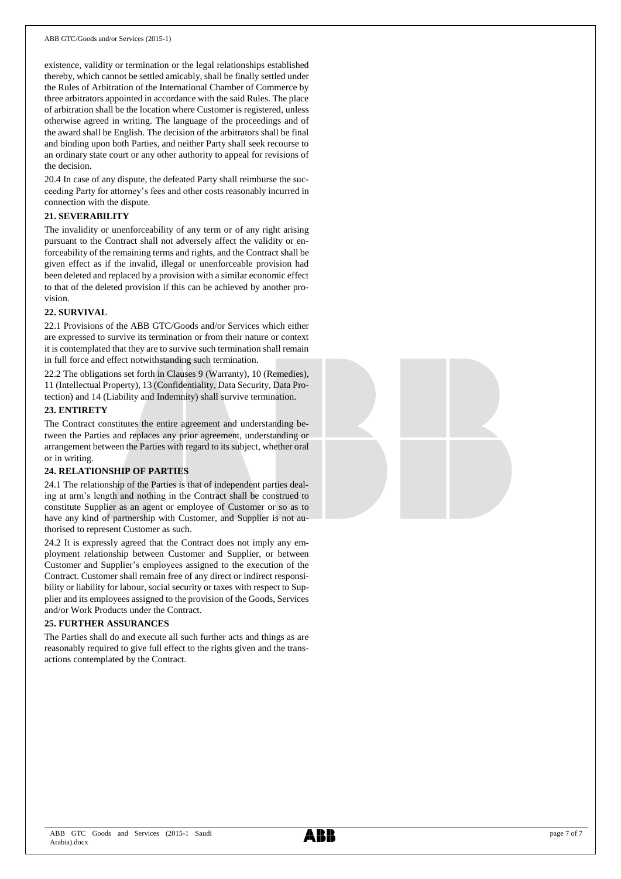existence, validity or termination or the legal relationships established thereby, which cannot be settled amicably, shall be finally settled under the Rules of Arbitration of the International Chamber of Commerce by three arbitrators appointed in accordance with the said Rules. The place of arbitration shall be the location where Customer is registered, unless otherwise agreed in writing. The language of the proceedings and of the award shall be English. The decision of the arbitrators shall be final and binding upon both Parties, and neither Party shall seek recourse to an ordinary state court or any other authority to appeal for revisions of the decision.

20.4 In case of any dispute, the defeated Party shall reimburse the succeeding Party for attorney's fees and other costs reasonably incurred in connection with the dispute.

**21. SEVERABILITY**

The invalidity or unenforceability of any term or of any right arising pursuant to the Contract shall not adversely affect the validity or enforceability of the remaining terms and rights, and the Contract shall be given effect as if the invalid, illegal or unenforceable provision had been deleted and replaced by a provision with a similar economic effect to that of the deleted provision if this can be achieved by another provision.

**22. SURVIVAL**

22.1 Provisions of the ABB GTC/Goods and/or Services which either are expressed to survive its termination or from their nature or context it is contemplated that they are to survive such termination shall remain in full force and effect notwithstanding such termination.

22.2 The obligations set forth in Clauses 9 (Warranty), 10 (Remedies), 11 (Intellectual Property), 13 (Confidentiality, Data Security, Data Protection) and 14 (Liability and Indemnity) shall survive termination.

**23. ENTIRETY**

The Contract constitutes the entire agreement and understanding between the Parties and replaces any prior agreement, understanding or arrangement between the Parties with regard to its subject, whether oral or in writing.

**24. RELATIONSHIP OF PARTIES**

24.1 The relationship of the Parties is that of independent parties dealing at arm's length and nothing in the Contract shall be construed to constitute Supplier as an agent or employee of Customer or so as to have any kind of partnership with Customer, and Supplier is not authorised to represent Customer as such.

24.2 It is expressly agreed that the Contract does not imply any employment relationship between Customer and Supplier, or between Customer and Supplier's employees assigned to the execution of the Contract. Customer shall remain free of any direct or indirect responsibility or liability for labour, social security or taxes with respect to Supplier and its employees assigned to the provision of the Goods, Services and/or Work Products under the Contract.

**25. FURTHER ASSURANCES**

The Parties shall do and execute all such further acts and things as are reasonably required to give full effect to the rights given and the transactions contemplated by the Contract.